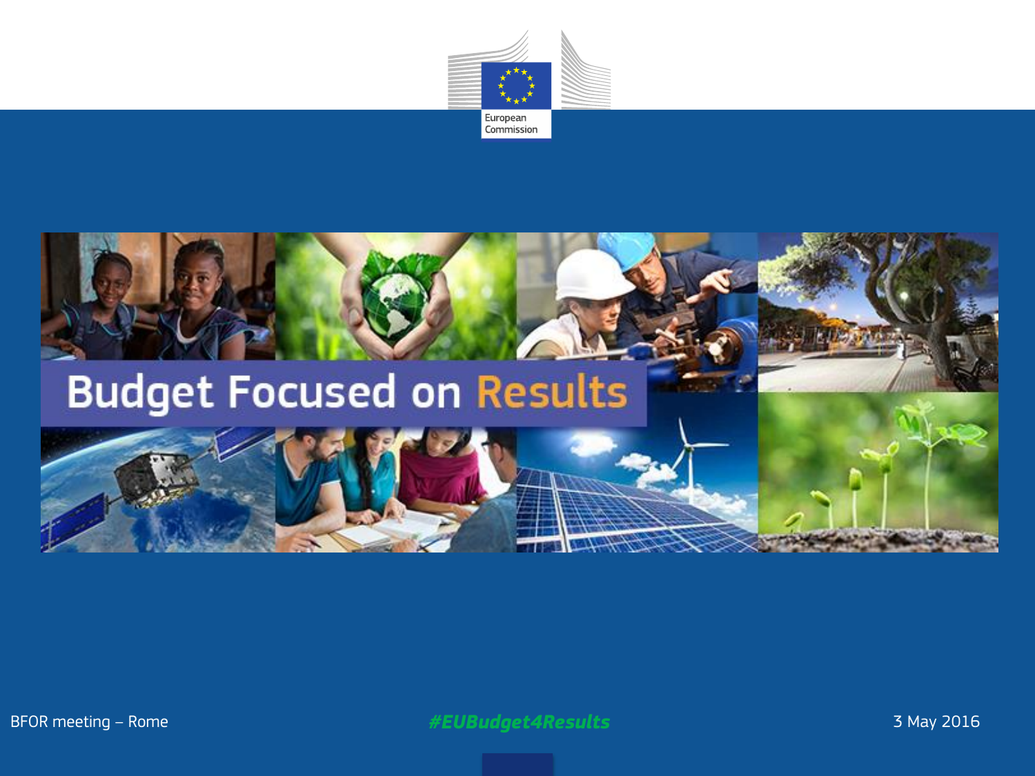European Commission

# Budget Focused on Results

BFOR meeting – Rome

*#EUBudget4Results*

3 May 2016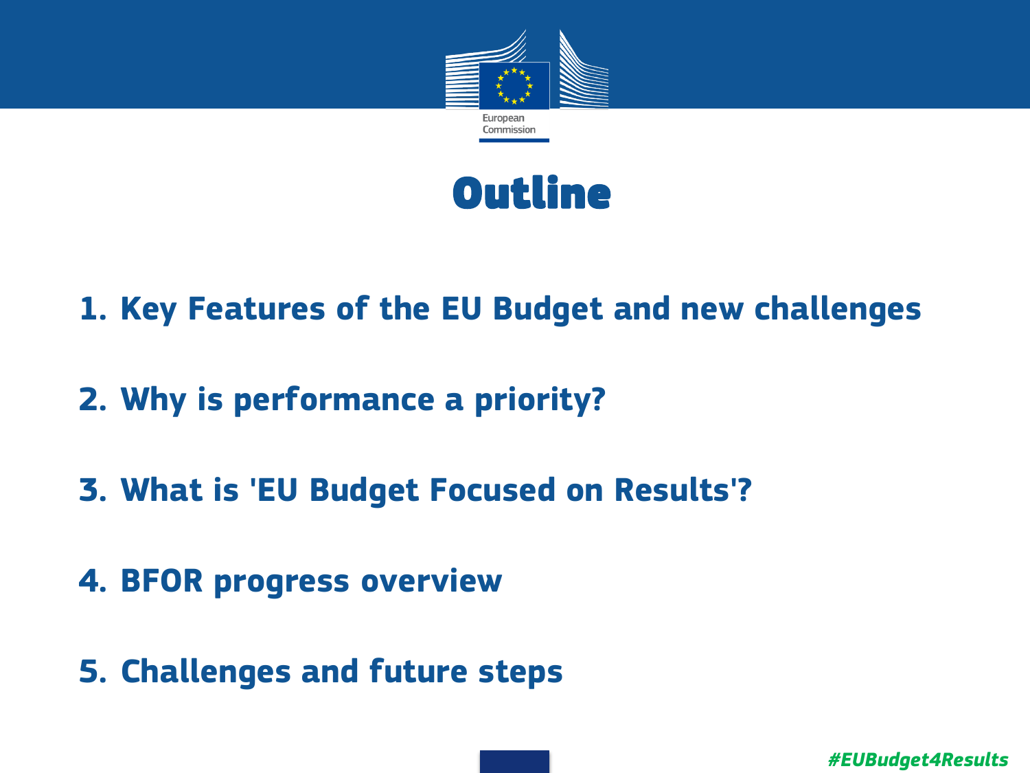# Outline

1. **Key Features of the EU Budget and new challenges**
2. **Why is performance a priority?**
3. **What is 'EU Budget Focused on Results'?**
4. **BFOR progress overview**
5. **Challenges and future steps**

*#EUBudget4Results*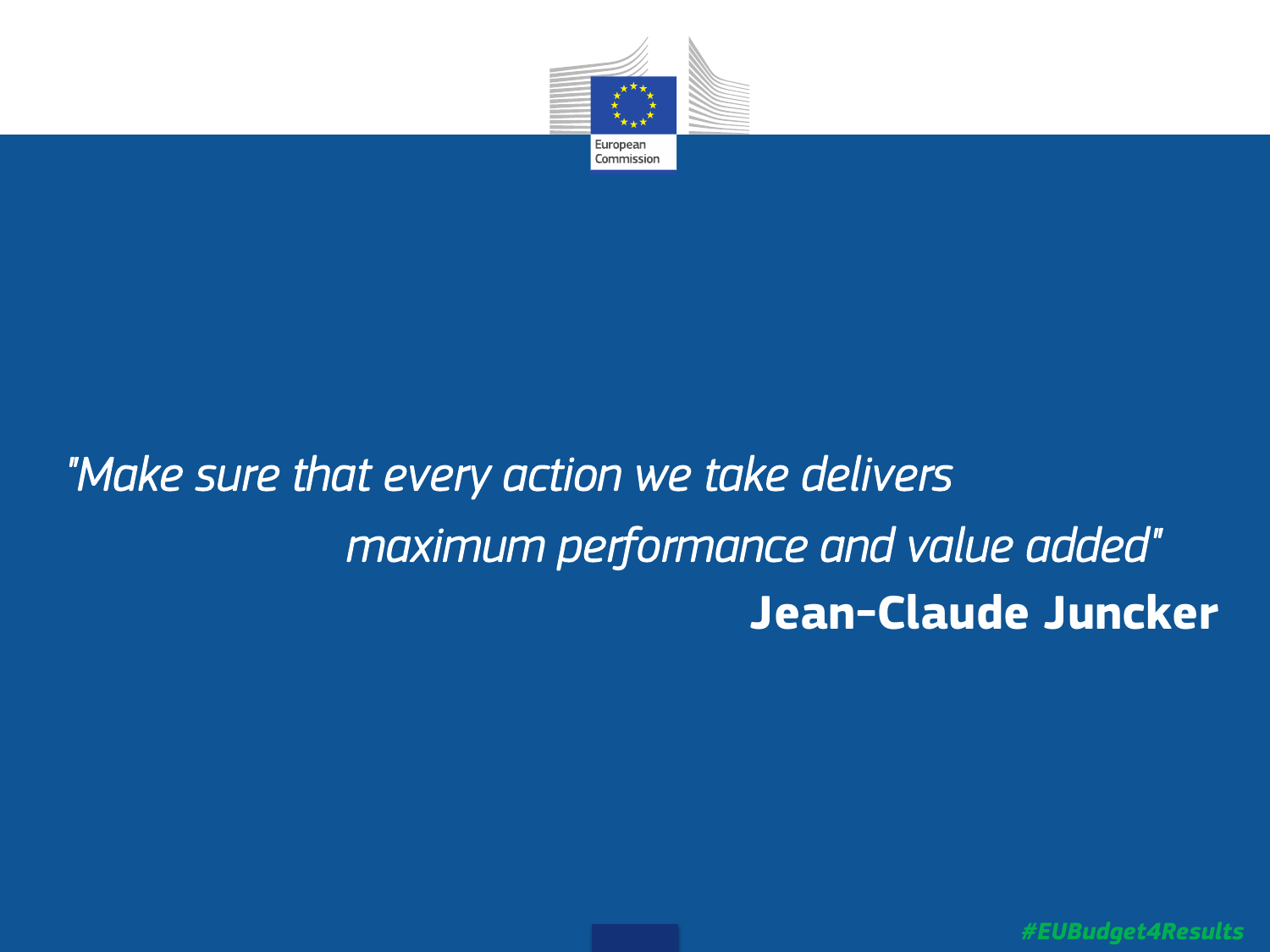*"Make sure that every action we take delivers maximum performance and value added"*

**Jean-Claude Juncker**

#EUBudget4Results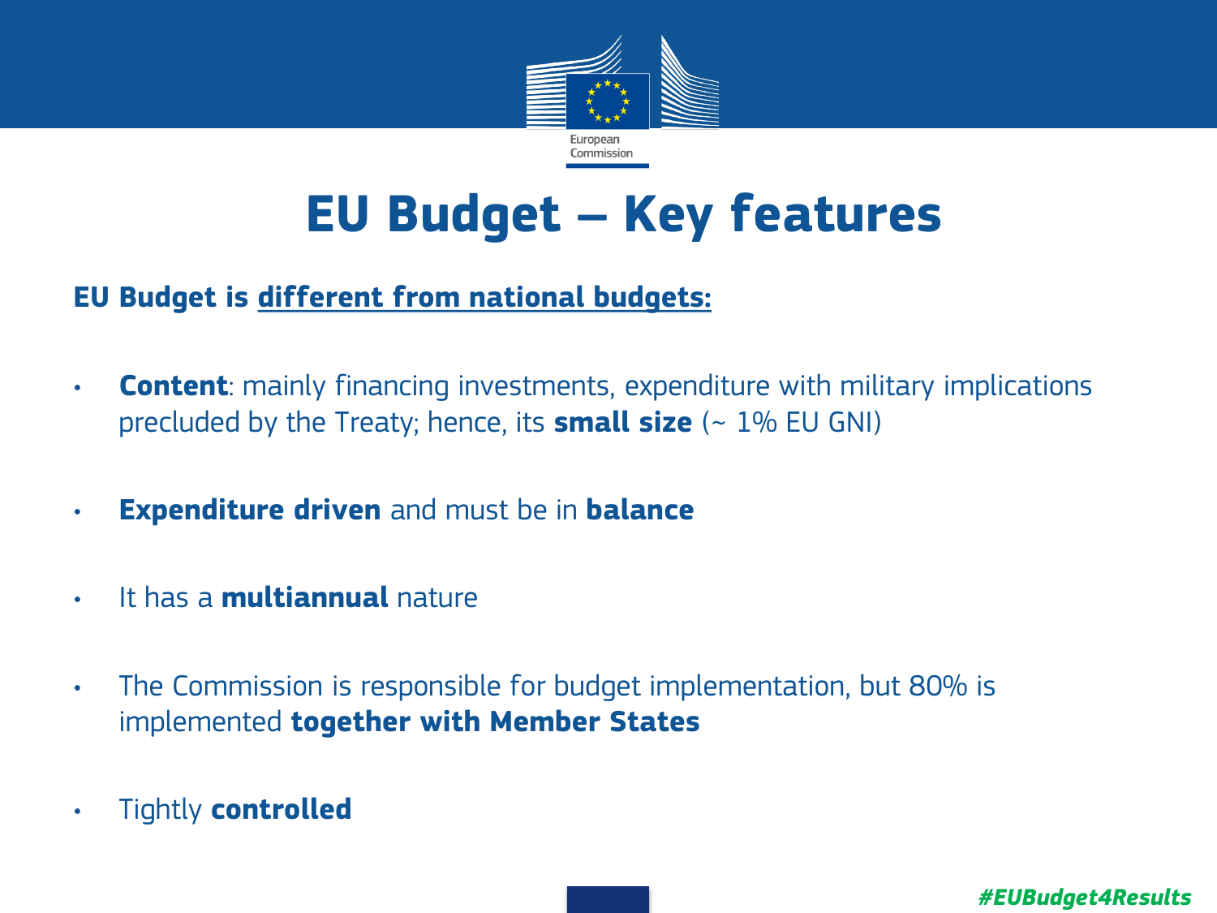# EU Budget – Key features

**EU Budget is <u>different from national budgets:</u>**

- **Content**: mainly financing investments, expenditure with military implications precluded by the Treaty; hence, its **small size** (~ 1% EU GNI)
- **Expenditure driven** and must be in **balance**
- It has a **multiannual** nature
- The Commission is responsible for budget implementation, but 80% is implemented **together with Member States**
- Tightly **controlled**

*#EUBudget4Results*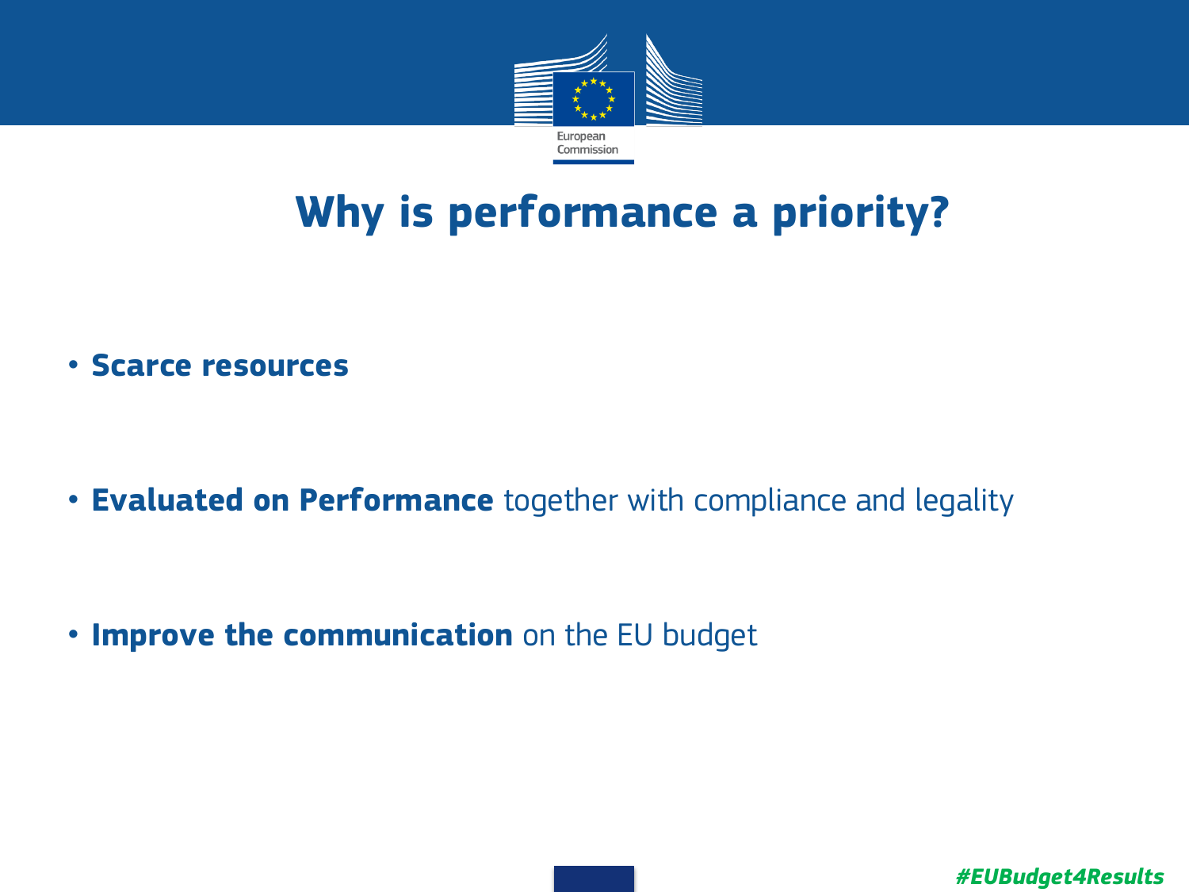# Why is performance a priority?

- **Scarce resources**

- **Evaluated on Performance** together with compliance and legality

- **Improve the communication** on the EU budget

*#EUBudget4Results*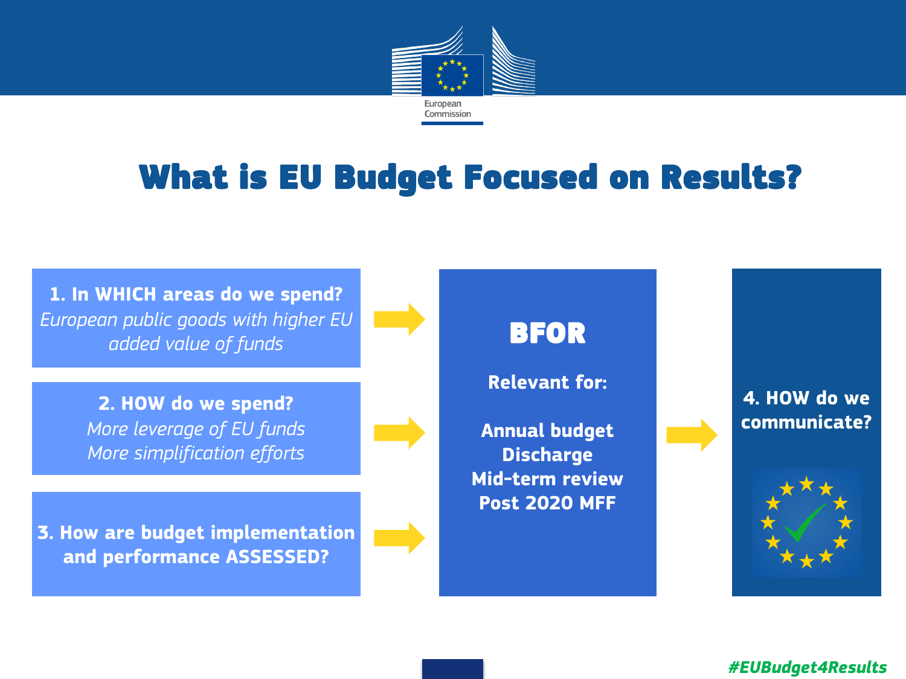# What is EU Budget Focused on Results?

**1. In WHICH areas do we spend?**
*European public goods with higher EU added value of funds*

**2. HOW do we spend?**
*More leverage of EU funds*
*More simplification efforts*

**3. How are budget implementation and performance ASSESSED?**

**BFOR**

**Relevant for:**

**Annual budget**
**Discharge**
**Mid-term review**
**Post 2020 MFF**

**4. HOW do we communicate?**

#EUBudget4Results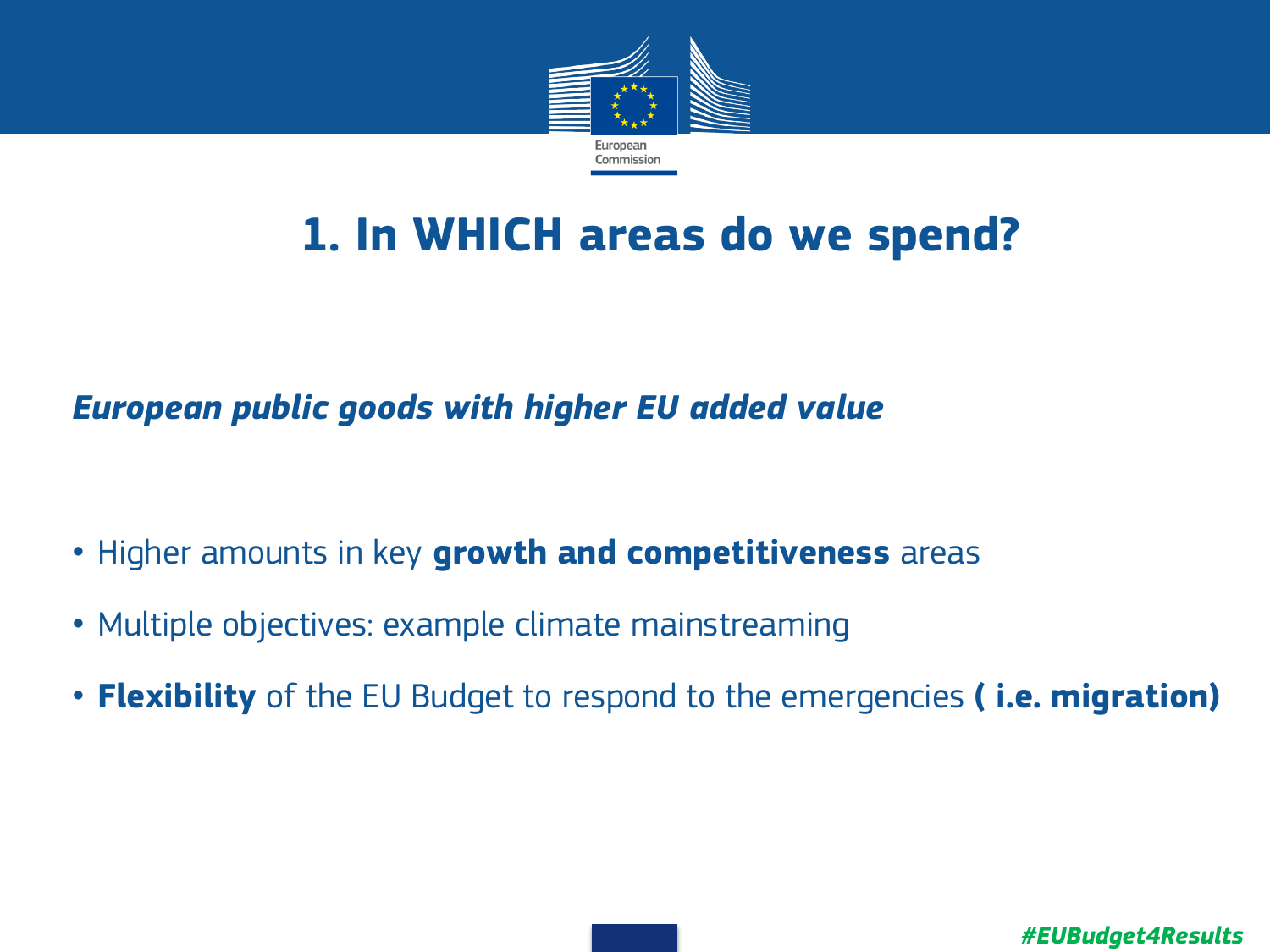# 1. In WHICH areas do we spend?

***European public goods with higher EU added value***

- Higher amounts in key **growth and competitiveness** areas
- Multiple objectives: example climate mainstreaming
- **Flexibility** of the EU Budget to respond to the emergencies **( i.e. migration)**

***#EUBudget4Results***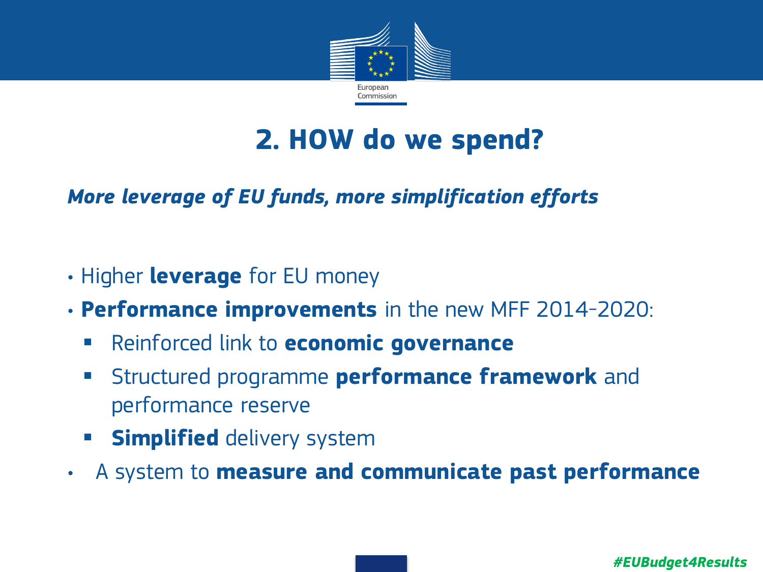## 2. HOW do we spend?

***More leverage of EU funds, more simplification efforts***

- Higher **leverage** for EU money
- **Performance improvements** in the new MFF 2014-2020:
  - Reinforced link to **economic governance**
  - Structured programme **performance framework** and performance reserve
  - **Simplified** delivery system
- A system to **measure and communicate past performance**

***#EUBudget4Results***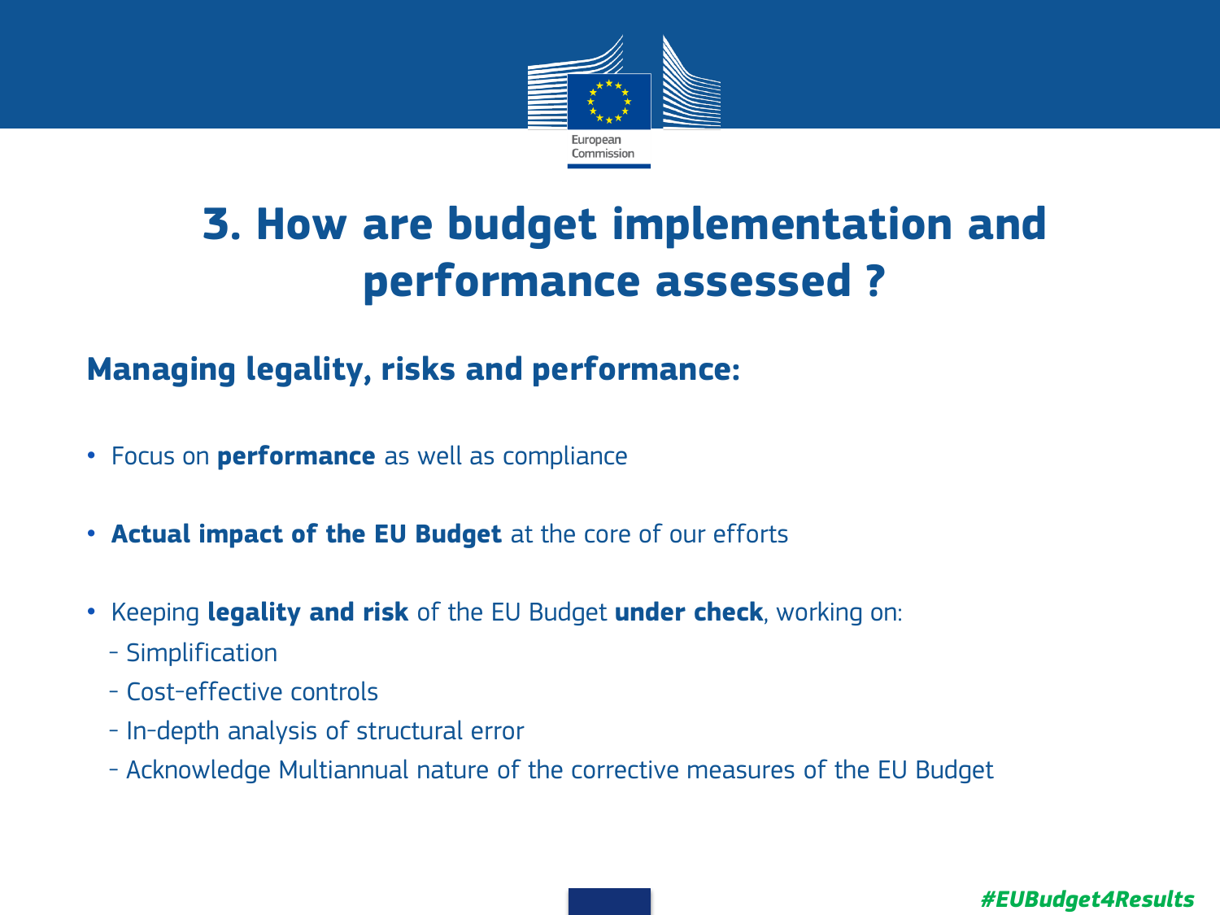# 3. How are budget implementation and performance assessed ?

## Managing legality, risks and performance:

- Focus on **performance** as well as compliance
- **Actual impact of the EU Budget** at the core of our efforts
- Keeping **legality and risk** of the EU Budget **under check**, working on:
  - Simplification
  - Cost-effective controls
  - In-depth analysis of structural error
  - Acknowledge Multiannual nature of the corrective measures of the EU Budget

#EUBudget4Results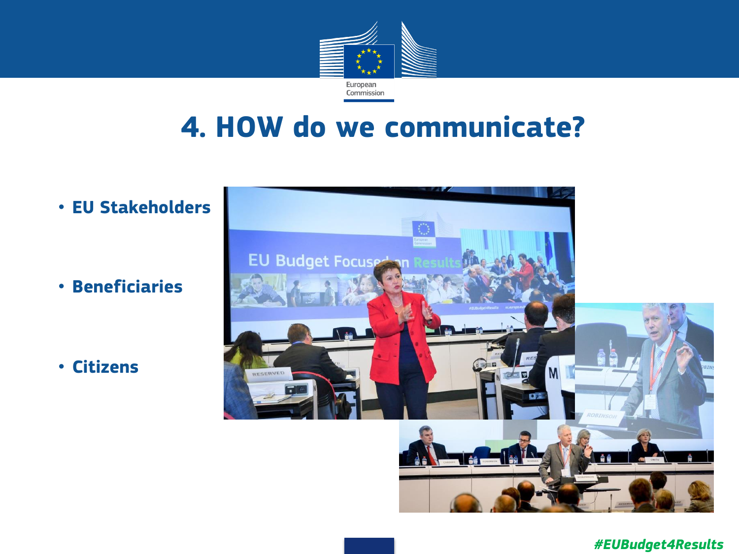# 4. HOW do we communicate?

- **EU Stakeholders**
- **Beneficiaries**
- **Citizens**

*#EUBudget4Results*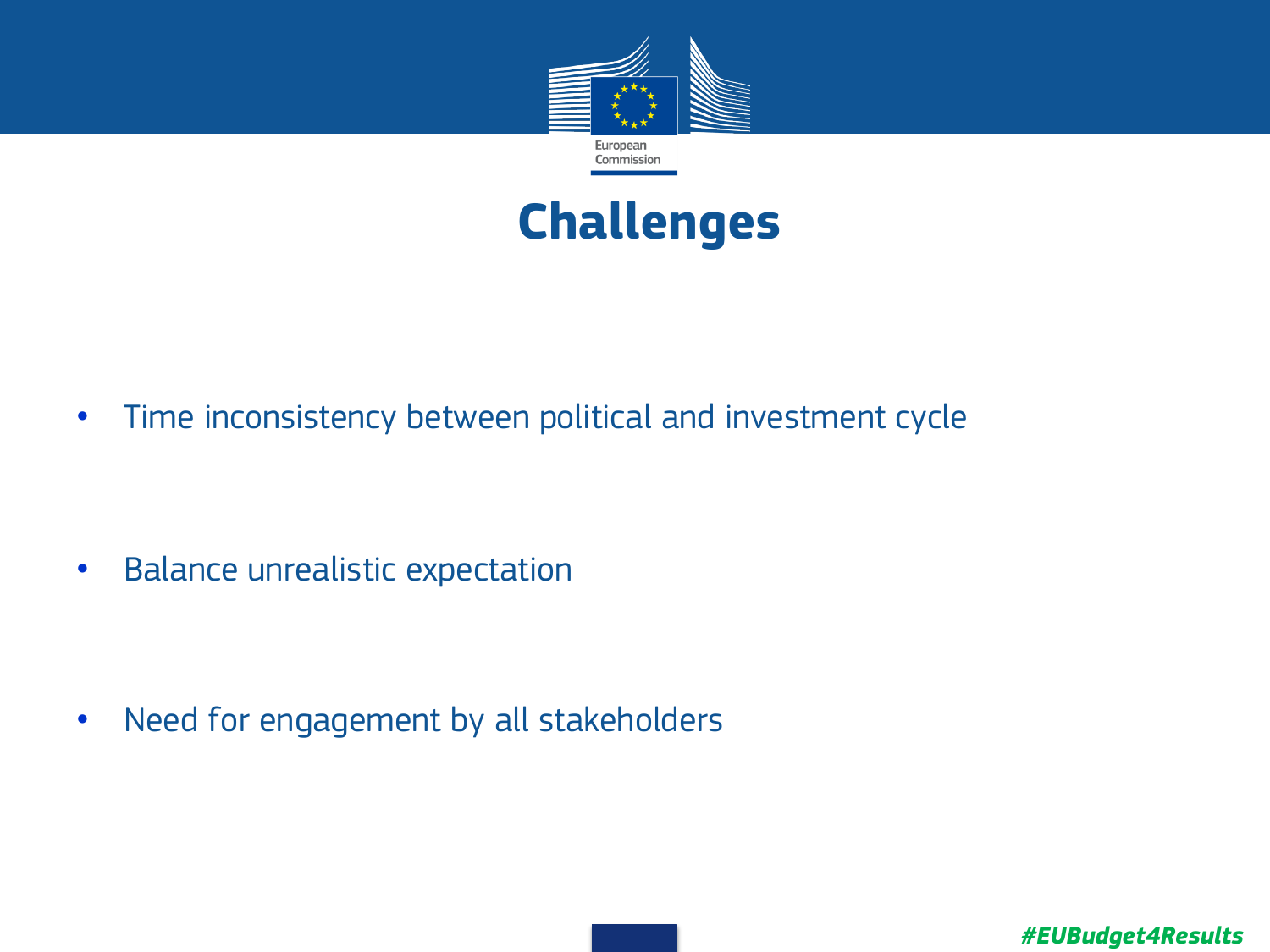# Challenges

- Time inconsistency between political and investment cycle
- Balance unrealistic expectation
- Need for engagement by all stakeholders

*#EUBudget4Results*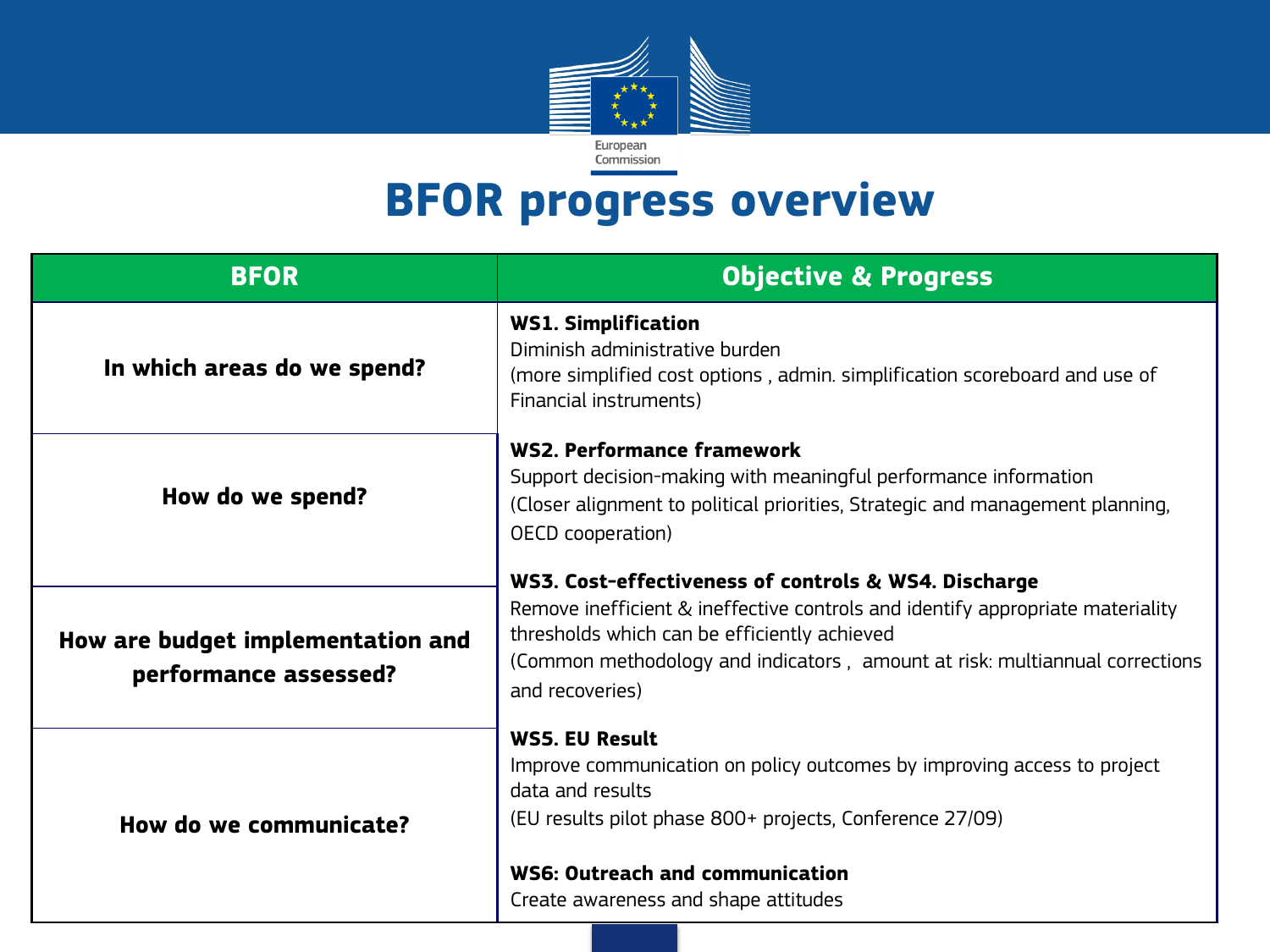# BFOR progress overview

| BFOR | Objective & Progress |
| --- | --- |
| In which areas do we spend? | **WS1. Simplification**<br>Diminish administrative burden<br>(more simplified cost options , admin. simplification scoreboard and use of Financial instruments) |
| How do we spend? | **WS2. Performance framework**<br>Support decision-making with meaningful performance information<br>(Closer alignment to political priorities, Strategic and management planning, OECD cooperation) |
| How are budget implementation and performance assessed? | **WS3. Cost-effectiveness of controls & WS4. Discharge**<br>Remove inefficient & ineffective controls and identify appropriate materiality thresholds which can be efficiently achieved<br>(Common methodology and indicators , amount at risk: multiannual corrections and recoveries) |
| How do we communicate? | **WS5. EU Result**<br>Improve communication on policy outcomes by improving access to project data and results<br>(EU results pilot phase 800+ projects, Conference 27/09)<br><br>**WS6: Outreach and communication**<br>Create awareness and shape attitudes |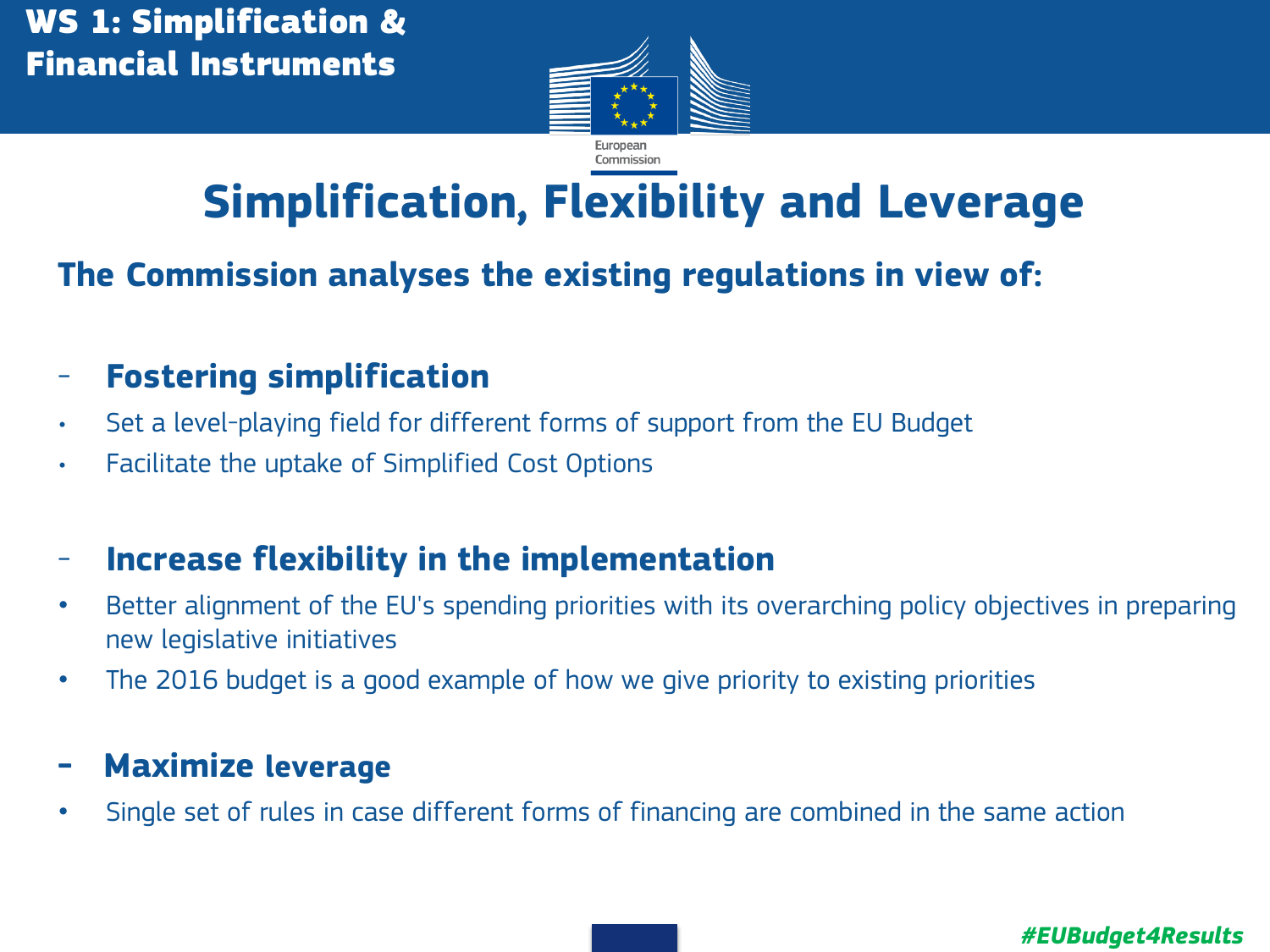WS 1: Simplification & Financial Instruments

# Simplification, Flexibility and Leverage

## The Commission analyses the existing regulations in view of:

- **Fostering simplification**
  - Set a level-playing field for different forms of support from the EU Budget
  - Facilitate the uptake of Simplified Cost Options

- **Increase flexibility in the implementation**
  - Better alignment of the EU's spending priorities with its overarching policy objectives in preparing new legislative initiatives
  - The 2016 budget is a good example of how we give priority to existing priorities

- **Maximize leverage**
  - Single set of rules in case different forms of financing are combined in the same action

#EUBudget4Results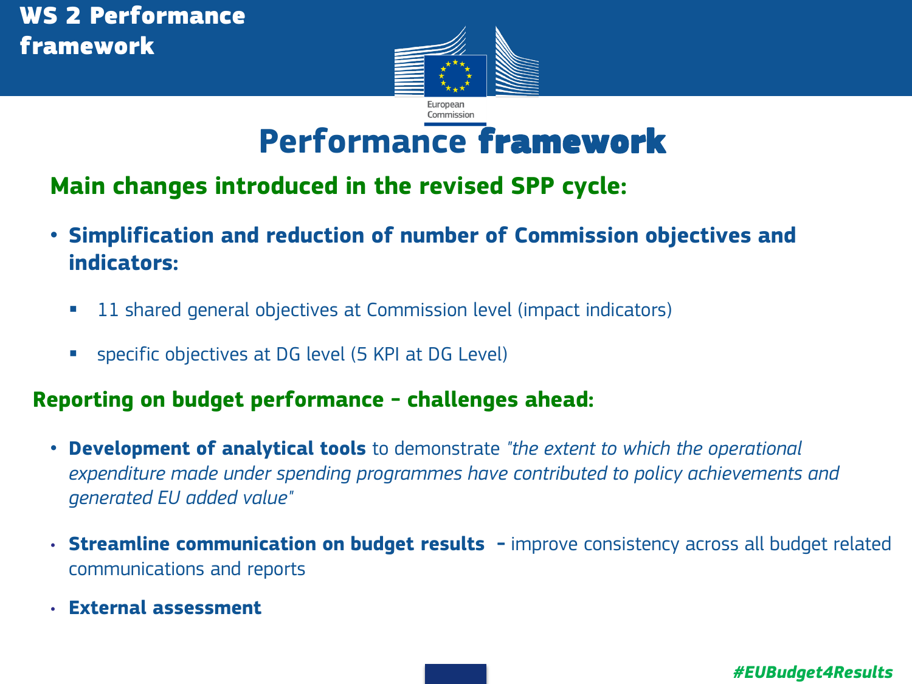# Performance framework

## Main changes introduced in the revised SPP cycle:

- **Simplification and reduction of number of Commission objectives and indicators:**
  - 11 shared general objectives at Commission level (impact indicators)
  - specific objectives at DG level (5 KPI at DG Level)

## Reporting on budget performance – challenges ahead:

- **Development of analytical tools** to demonstrate *"the extent to which the operational expenditure made under spending programmes have contributed to policy achievements and generated EU added value"*
- **Streamline communication on budget results** – improve consistency across all budget related communications and reports
- **External assessment**

#EUBudget4Results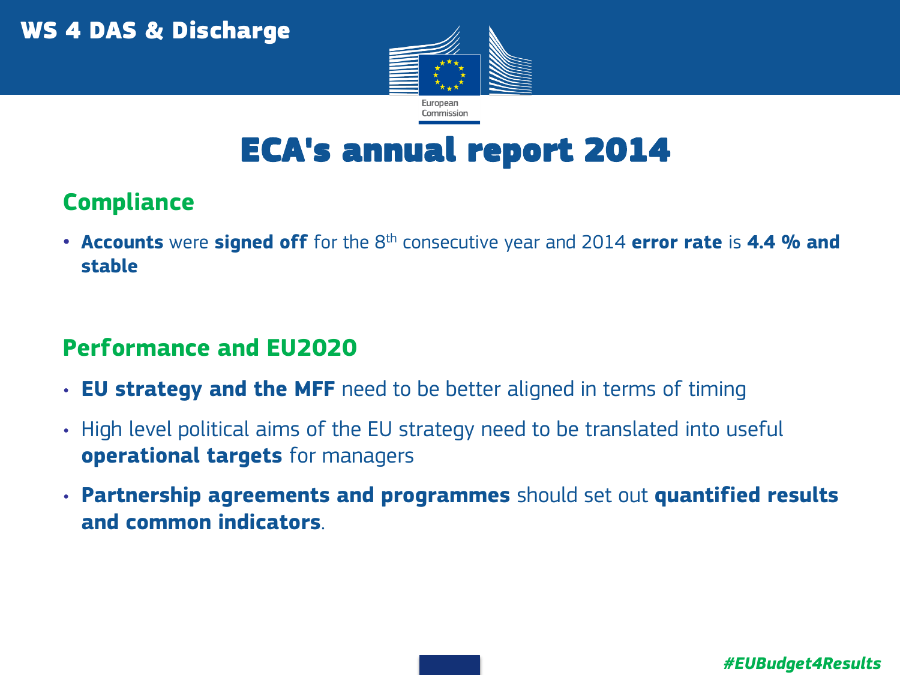# ECA's annual report 2014

## Compliance

- **Accounts** were **signed off** for the 8th consecutive year and 2014 **error rate** is **4.4 % and stable**

## Performance and EU2020

- **EU strategy and the MFF** need to be better aligned in terms of timing
- High level political aims of the EU strategy need to be translated into useful **operational targets** for managers
- **Partnership agreements and programmes** should set out **quantified results and common indicators**.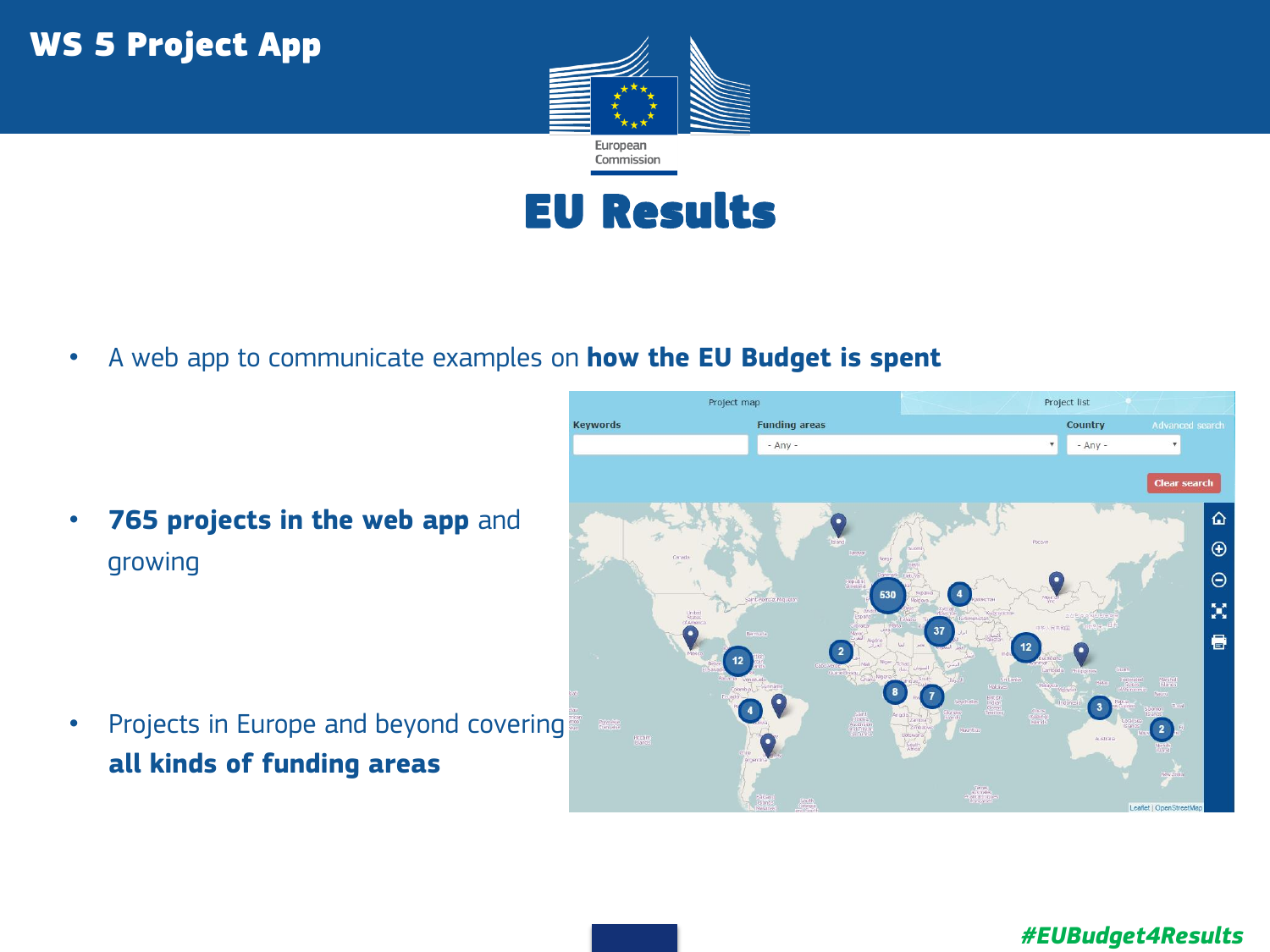# WS 5 Project App

## EU Results

- A web app to communicate examples on **how the EU Budget is spent**
- **765 projects in the web app** and growing
- Projects in Europe and beyond covering **all kinds of funding areas**

#EUBudget4Results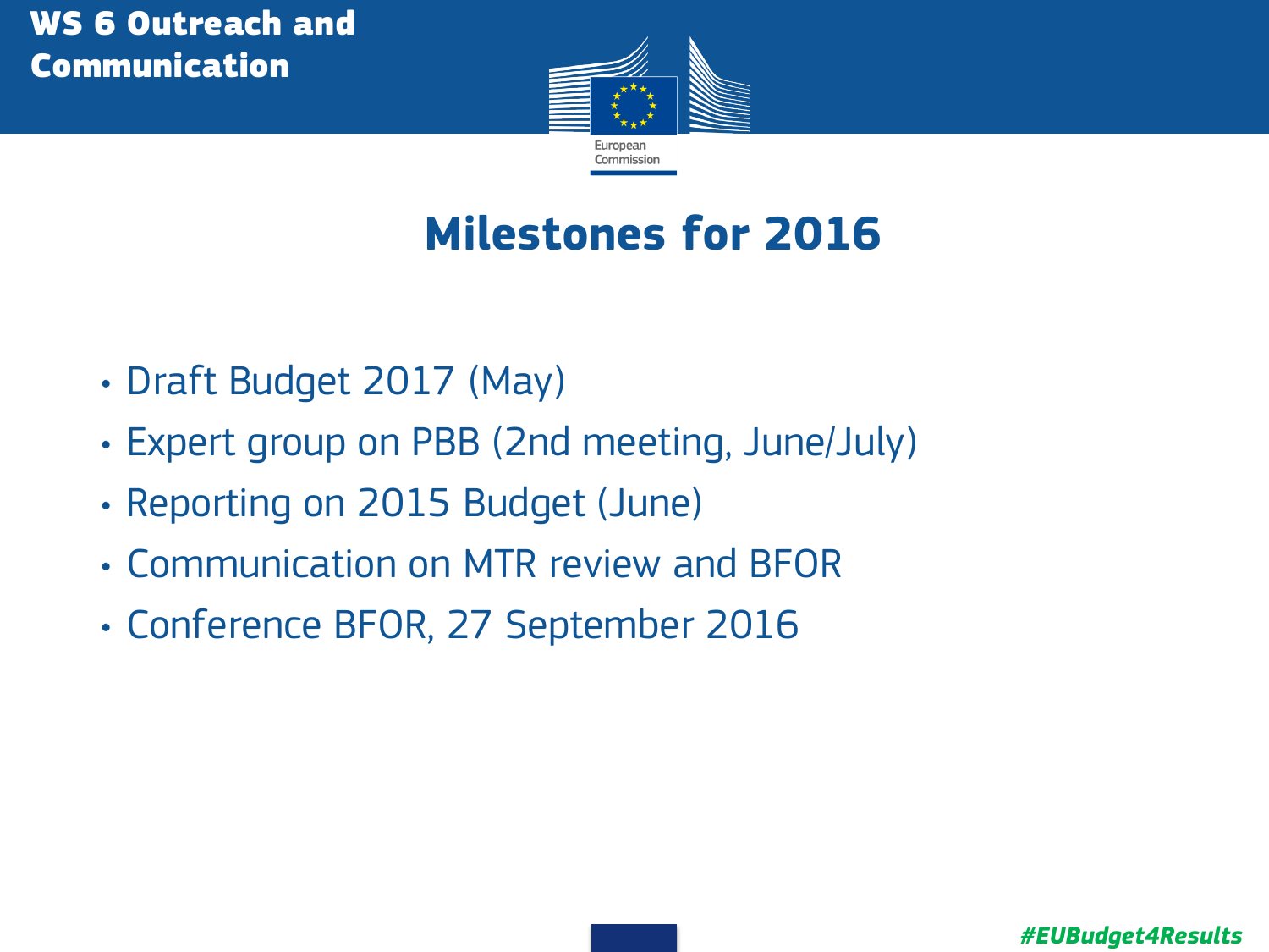WS 6 Outreach and Communication

# Milestones for 2016

- Draft Budget 2017 (May)
- Expert group on PBB (2nd meeting, June/July)
- Reporting on 2015 Budget (June)
- Communication on MTR review and BFOR
- Conference BFOR, 27 September 2016

#EUBudget4Results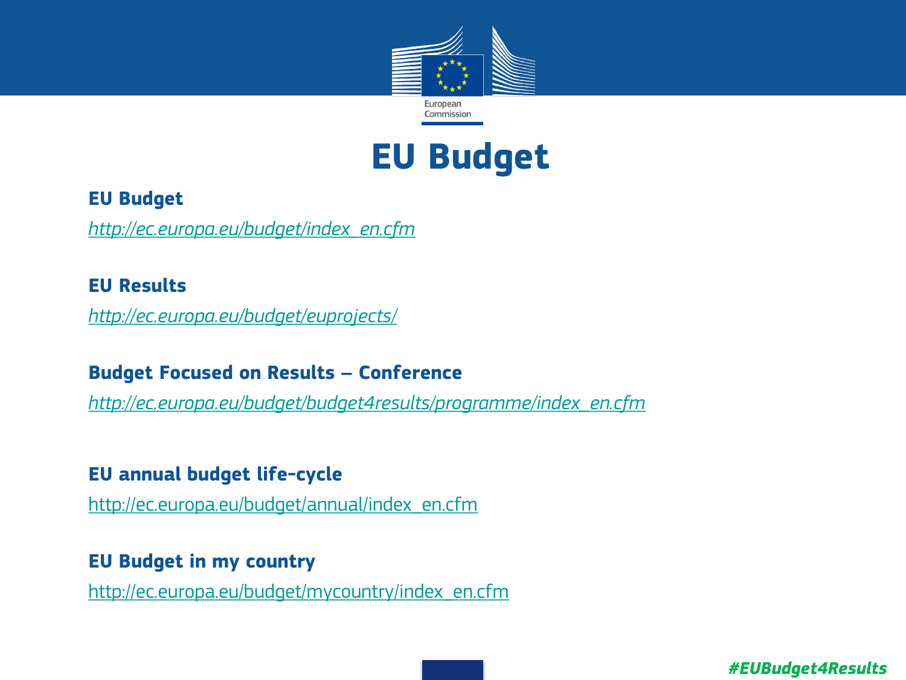# EU Budget

**EU Budget**

*http://ec.europa.eu/budget/index_en.cfm*

**EU Results**

*http://ec.europa.eu/budget/euprojects/*

**Budget Focused on Results – Conference**

*http://ec.europa.eu/budget/budget4results/programme/index_en.cfm*

**EU annual budget life-cycle**

http://ec.europa.eu/budget/annual/index_en.cfm

**EU Budget in my country**

http://ec.europa.eu/budget/mycountry/index_en.cfm

*#EUBudget4Results*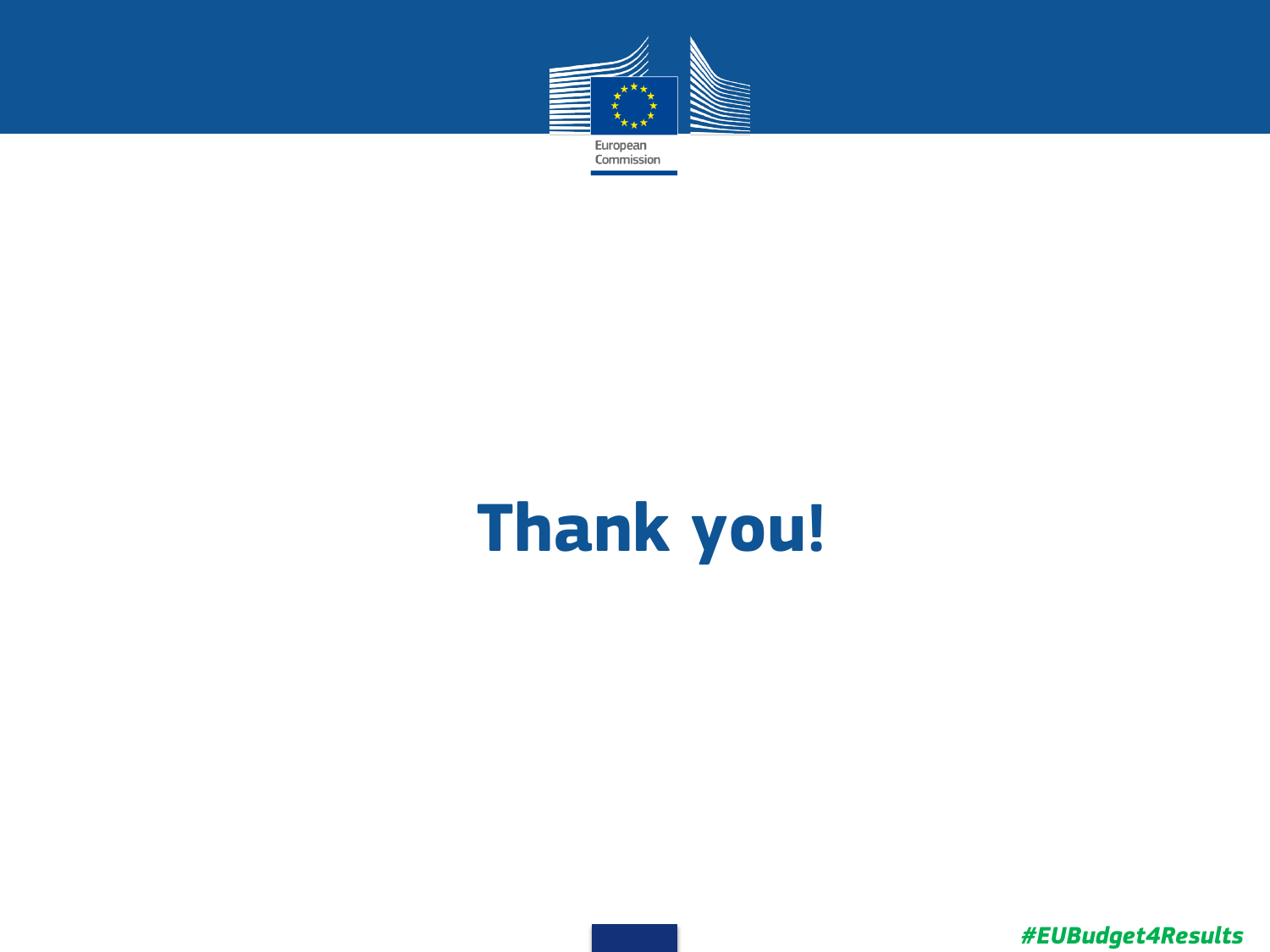European Commission

# Thank you!

#EUBudget4Results